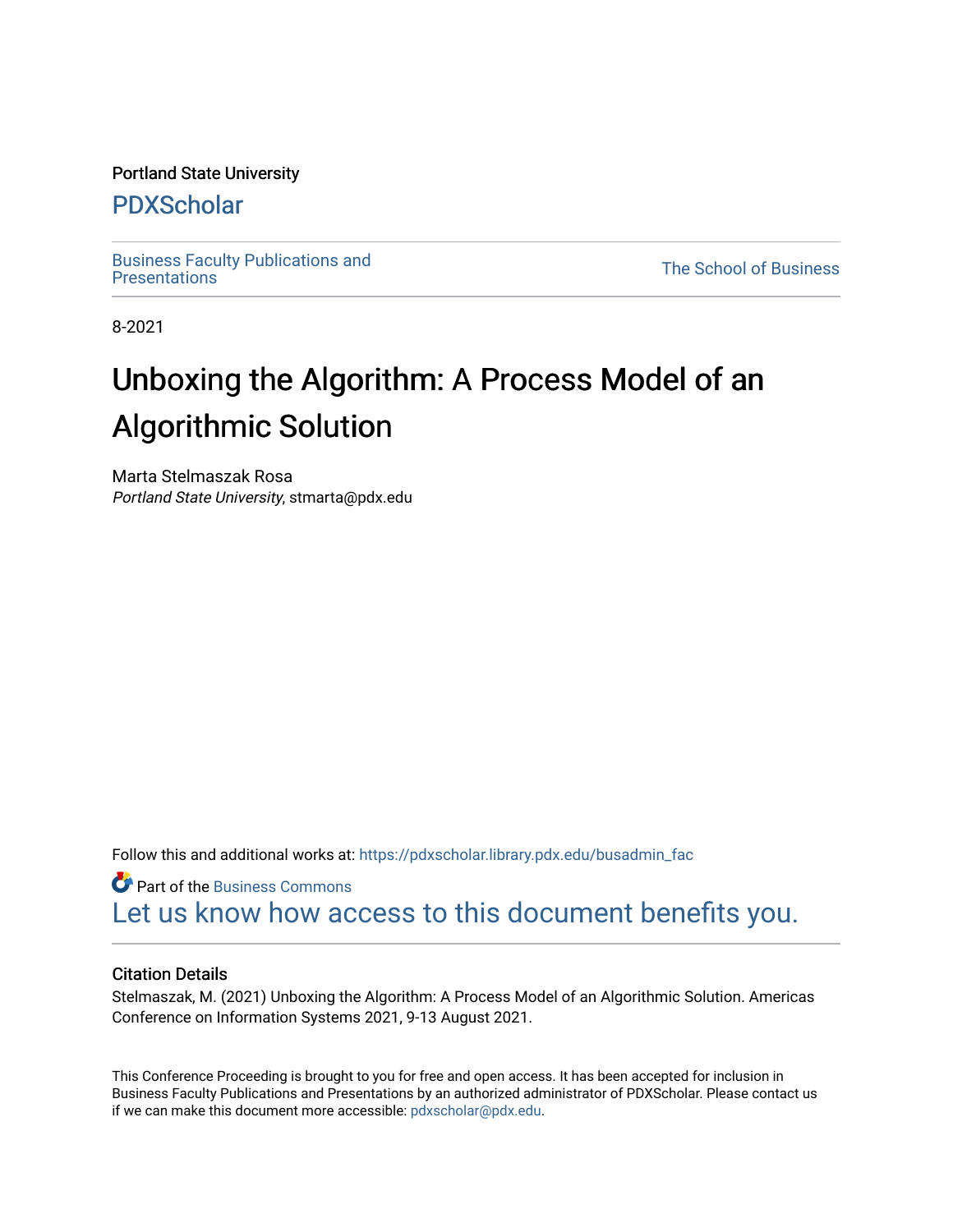Portland State University

# PDXScholar

Business Faculty Publications and Presentations

The School of Business

8-2021

# Unboxing the Algorithm: A Process Model of an Algorithmic Solution

Marta Stelmaszak Rosa
*Portland State University*, stmarta@pdx.edu

Follow this and additional works at: https://pdxscholar.library.pdx.edu/busadmin_fac

Part of the Business Commons

Let us know how access to this document benefits you.

## Citation Details

Stelmaszak, M. (2021) Unboxing the Algorithm: A Process Model of an Algorithmic Solution. Americas Conference on Information Systems 2021, 9-13 August 2021.

This Conference Proceeding is brought to you for free and open access. It has been accepted for inclusion in Business Faculty Publications and Presentations by an authorized administrator of PDXScholar. Please contact us if we can make this document more accessible: pdxscholar@pdx.edu.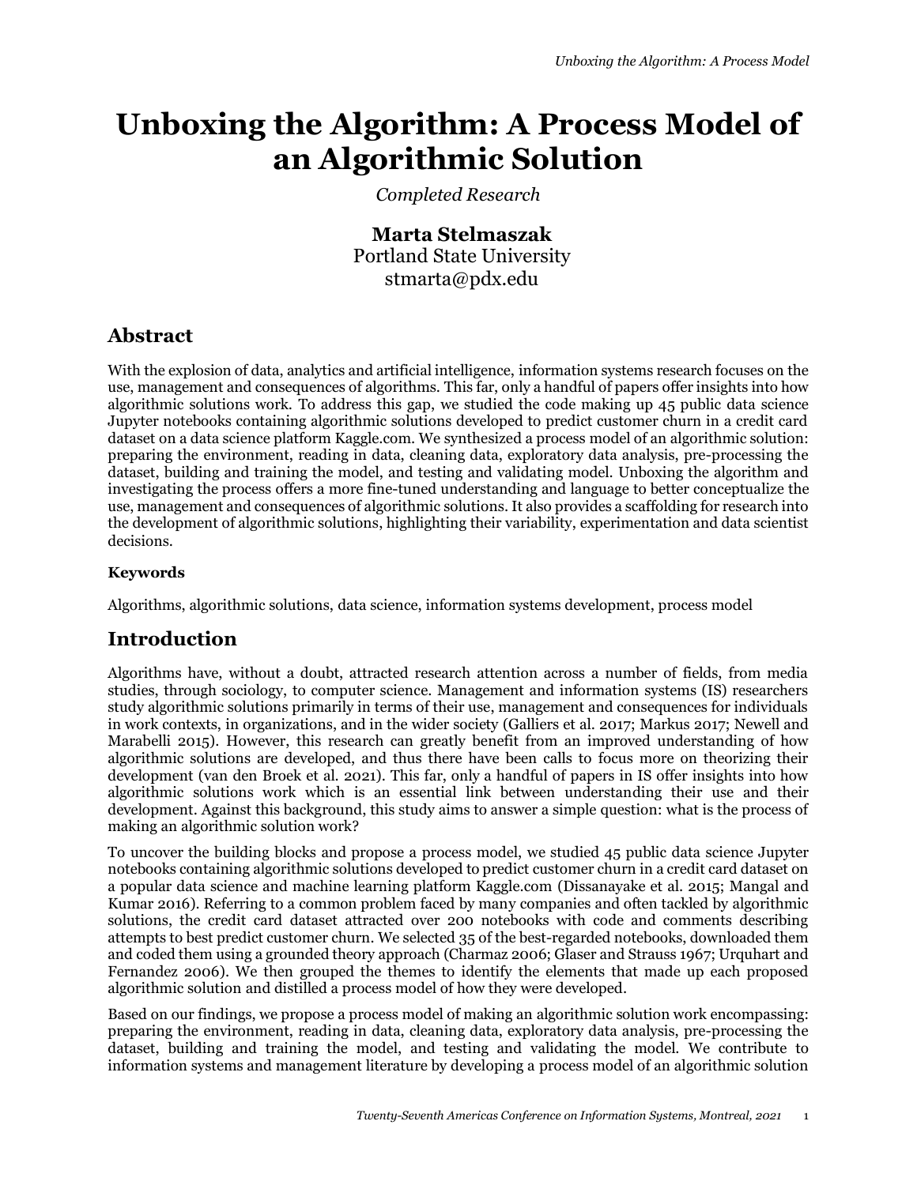# Unboxing the Algorithm: A Process Model of an Algorithmic Solution

*Completed Research*

**Marta Stelmaszak**
Portland State University
stmarta@pdx.edu

## Abstract

With the explosion of data, analytics and artificial intelligence, information systems research focuses on the use, management and consequences of algorithms. This far, only a handful of papers offer insights into how algorithmic solutions work. To address this gap, we studied the code making up 45 public data science Jupyter notebooks containing algorithmic solutions developed to predict customer churn in a credit card dataset on a data science platform Kaggle.com. We synthesized a process model of an algorithmic solution: preparing the environment, reading in data, cleaning data, exploratory data analysis, pre-processing the dataset, building and training the model, and testing and validating model. Unboxing the algorithm and investigating the process offers a more fine-tuned understanding and language to better conceptualize the use, management and consequences of algorithmic solutions. It also provides a scaffolding for research into the development of algorithmic solutions, highlighting their variability, experimentation and data scientist decisions.

### Keywords

Algorithms, algorithmic solutions, data science, information systems development, process model

## Introduction

Algorithms have, without a doubt, attracted research attention across a number of fields, from media studies, through sociology, to computer science. Management and information systems (IS) researchers study algorithmic solutions primarily in terms of their use, management and consequences for individuals in work contexts, in organizations, and in the wider society (Galliers et al. 2017; Markus 2017; Newell and Marabelli 2015). However, this research can greatly benefit from an improved understanding of how algorithmic solutions are developed, and thus there have been calls to focus more on theorizing their development (van den Broek et al. 2021). This far, only a handful of papers in IS offer insights into how algorithmic solutions work which is an essential link between understanding their use and their development. Against this background, this study aims to answer a simple question: what is the process of making an algorithmic solution work?

To uncover the building blocks and propose a process model, we studied 45 public data science Jupyter notebooks containing algorithmic solutions developed to predict customer churn in a credit card dataset on a popular data science and machine learning platform Kaggle.com (Dissanayake et al. 2015; Mangal and Kumar 2016). Referring to a common problem faced by many companies and often tackled by algorithmic solutions, the credit card dataset attracted over 200 notebooks with code and comments describing attempts to best predict customer churn. We selected 35 of the best-regarded notebooks, downloaded them and coded them using a grounded theory approach (Charmaz 2006; Glaser and Strauss 1967; Urquhart and Fernandez 2006). We then grouped the themes to identify the elements that made up each proposed algorithmic solution and distilled a process model of how they were developed.

Based on our findings, we propose a process model of making an algorithmic solution work encompassing: preparing the environment, reading in data, cleaning data, exploratory data analysis, pre-processing the dataset, building and training the model, and testing and validating the model. We contribute to information systems and management literature by developing a process model of an algorithmic solution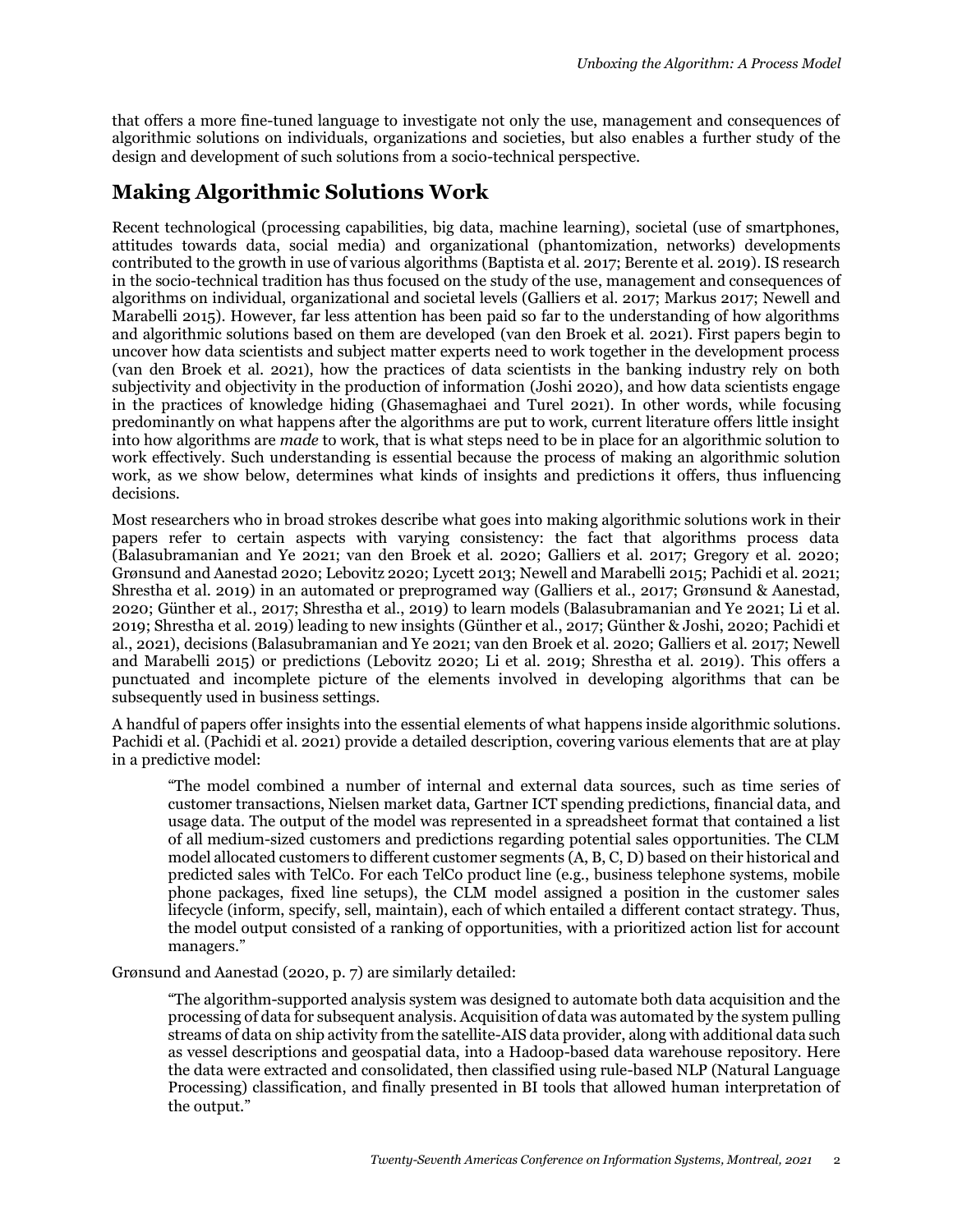that offers a more fine-tuned language to investigate not only the use, management and consequences of algorithmic solutions on individuals, organizations and societies, but also enables a further study of the design and development of such solutions from a socio-technical perspective.

## Making Algorithmic Solutions Work

Recent technological (processing capabilities, big data, machine learning), societal (use of smartphones, attitudes towards data, social media) and organizational (phantomization, networks) developments contributed to the growth in use of various algorithms (Baptista et al. 2017; Berente et al. 2019). IS research in the socio-technical tradition has thus focused on the study of the use, management and consequences of algorithms on individual, organizational and societal levels (Galliers et al. 2017; Markus 2017; Newell and Marabelli 2015). However, far less attention has been paid so far to the understanding of how algorithms and algorithmic solutions based on them are developed (van den Broek et al. 2021). First papers begin to uncover how data scientists and subject matter experts need to work together in the development process (van den Broek et al. 2021), how the practices of data scientists in the banking industry rely on both subjectivity and objectivity in the production of information (Joshi 2020), and how data scientists engage in the practices of knowledge hiding (Ghasemaghaei and Turel 2021). In other words, while focusing predominantly on what happens after the algorithms are put to work, current literature offers little insight into how algorithms are *made* to work, that is what steps need to be in place for an algorithmic solution to work effectively. Such understanding is essential because the process of making an algorithmic solution work, as we show below, determines what kinds of insights and predictions it offers, thus influencing decisions.

Most researchers who in broad strokes describe what goes into making algorithmic solutions work in their papers refer to certain aspects with varying consistency: the fact that algorithms process data (Balasubramanian and Ye 2021; van den Broek et al. 2020; Galliers et al. 2017; Gregory et al. 2020; Grønsund and Aanestad 2020; Lebovitz 2020; Lycett 2013; Newell and Marabelli 2015; Pachidi et al. 2021; Shrestha et al. 2019) in an automated or preprogramed way (Galliers et al., 2017; Grønsund & Aanestad, 2020; Günther et al., 2017; Shrestha et al., 2019) to learn models (Balasubramanian and Ye 2021; Li et al. 2019; Shrestha et al. 2019) leading to new insights (Günther et al., 2017; Günther & Joshi, 2020; Pachidi et al., 2021), decisions (Balasubramanian and Ye 2021; van den Broek et al. 2020; Galliers et al. 2017; Newell and Marabelli 2015) or predictions (Lebovitz 2020; Li et al. 2019; Shrestha et al. 2019). This offers a punctuated and incomplete picture of the elements involved in developing algorithms that can be subsequently used in business settings.

A handful of papers offer insights into the essential elements of what happens inside algorithmic solutions. Pachidi et al. (Pachidi et al. 2021) provide a detailed description, covering various elements that are at play in a predictive model:

> "The model combined a number of internal and external data sources, such as time series of customer transactions, Nielsen market data, Gartner ICT spending predictions, financial data, and usage data. The output of the model was represented in a spreadsheet format that contained a list of all medium-sized customers and predictions regarding potential sales opportunities. The CLM model allocated customers to different customer segments (A, B, C, D) based on their historical and predicted sales with TelCo. For each TelCo product line (e.g., business telephone systems, mobile phone packages, fixed line setups), the CLM model assigned a position in the customer sales lifecycle (inform, specify, sell, maintain), each of which entailed a different contact strategy. Thus, the model output consisted of a ranking of opportunities, with a prioritized action list for account managers."

Grønsund and Aanestad (2020, p. 7) are similarly detailed:

> "The algorithm-supported analysis system was designed to automate both data acquisition and the processing of data for subsequent analysis. Acquisition of data was automated by the system pulling streams of data on ship activity from the satellite-AIS data provider, along with additional data such as vessel descriptions and geospatial data, into a Hadoop-based data warehouse repository. Here the data were extracted and consolidated, then classified using rule-based NLP (Natural Language Processing) classification, and finally presented in BI tools that allowed human interpretation of the output."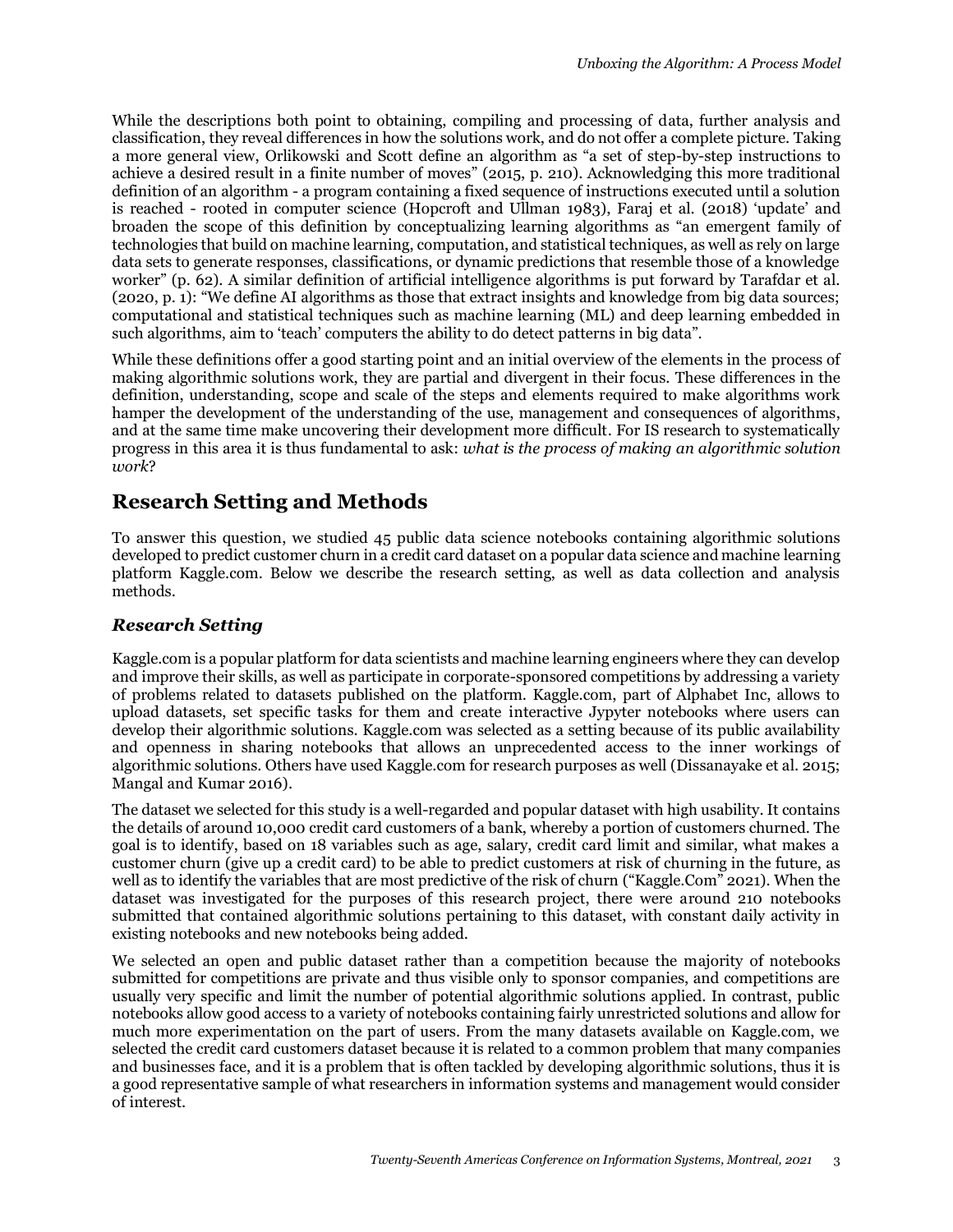While the descriptions both point to obtaining, compiling and processing of data, further analysis and classification, they reveal differences in how the solutions work, and do not offer a complete picture. Taking a more general view, Orlikowski and Scott define an algorithm as "a set of step-by-step instructions to achieve a desired result in a finite number of moves" (2015, p. 210). Acknowledging this more traditional definition of an algorithm - a program containing a fixed sequence of instructions executed until a solution is reached - rooted in computer science (Hopcroft and Ullman 1983), Faraj et al. (2018) 'update' and broaden the scope of this definition by conceptualizing learning algorithms as "an emergent family of technologies that build on machine learning, computation, and statistical techniques, as well as rely on large data sets to generate responses, classifications, or dynamic predictions that resemble those of a knowledge worker" (p. 62). A similar definition of artificial intelligence algorithms is put forward by Tarafdar et al. (2020, p. 1): "We define AI algorithms as those that extract insights and knowledge from big data sources; computational and statistical techniques such as machine learning (ML) and deep learning embedded in such algorithms, aim to 'teach' computers the ability to do detect patterns in big data".

While these definitions offer a good starting point and an initial overview of the elements in the process of making algorithmic solutions work, they are partial and divergent in their focus. These differences in the definition, understanding, scope and scale of the steps and elements required to make algorithms work hamper the development of the understanding of the use, management and consequences of algorithms, and at the same time make uncovering their development more difficult. For IS research to systematically progress in this area it is thus fundamental to ask: *what is the process of making an algorithmic solution work*?

## Research Setting and Methods

To answer this question, we studied 45 public data science notebooks containing algorithmic solutions developed to predict customer churn in a credit card dataset on a popular data science and machine learning platform Kaggle.com. Below we describe the research setting, as well as data collection and analysis methods.

### *Research Setting*

Kaggle.com is a popular platform for data scientists and machine learning engineers where they can develop and improve their skills, as well as participate in corporate-sponsored competitions by addressing a variety of problems related to datasets published on the platform. Kaggle.com, part of Alphabet Inc, allows to upload datasets, set specific tasks for them and create interactive Jypyter notebooks where users can develop their algorithmic solutions. Kaggle.com was selected as a setting because of its public availability and openness in sharing notebooks that allows an unprecedented access to the inner workings of algorithmic solutions. Others have used Kaggle.com for research purposes as well (Dissanayake et al. 2015; Mangal and Kumar 2016).

The dataset we selected for this study is a well-regarded and popular dataset with high usability. It contains the details of around 10,000 credit card customers of a bank, whereby a portion of customers churned. The goal is to identify, based on 18 variables such as age, salary, credit card limit and similar, what makes a customer churn (give up a credit card) to be able to predict customers at risk of churning in the future, as well as to identify the variables that are most predictive of the risk of churn ("Kaggle.Com" 2021). When the dataset was investigated for the purposes of this research project, there were around 210 notebooks submitted that contained algorithmic solutions pertaining to this dataset, with constant daily activity in existing notebooks and new notebooks being added.

We selected an open and public dataset rather than a competition because the majority of notebooks submitted for competitions are private and thus visible only to sponsor companies, and competitions are usually very specific and limit the number of potential algorithmic solutions applied. In contrast, public notebooks allow good access to a variety of notebooks containing fairly unrestricted solutions and allow for much more experimentation on the part of users. From the many datasets available on Kaggle.com, we selected the credit card customers dataset because it is related to a common problem that many companies and businesses face, and it is a problem that is often tackled by developing algorithmic solutions, thus it is a good representative sample of what researchers in information systems and management would consider of interest.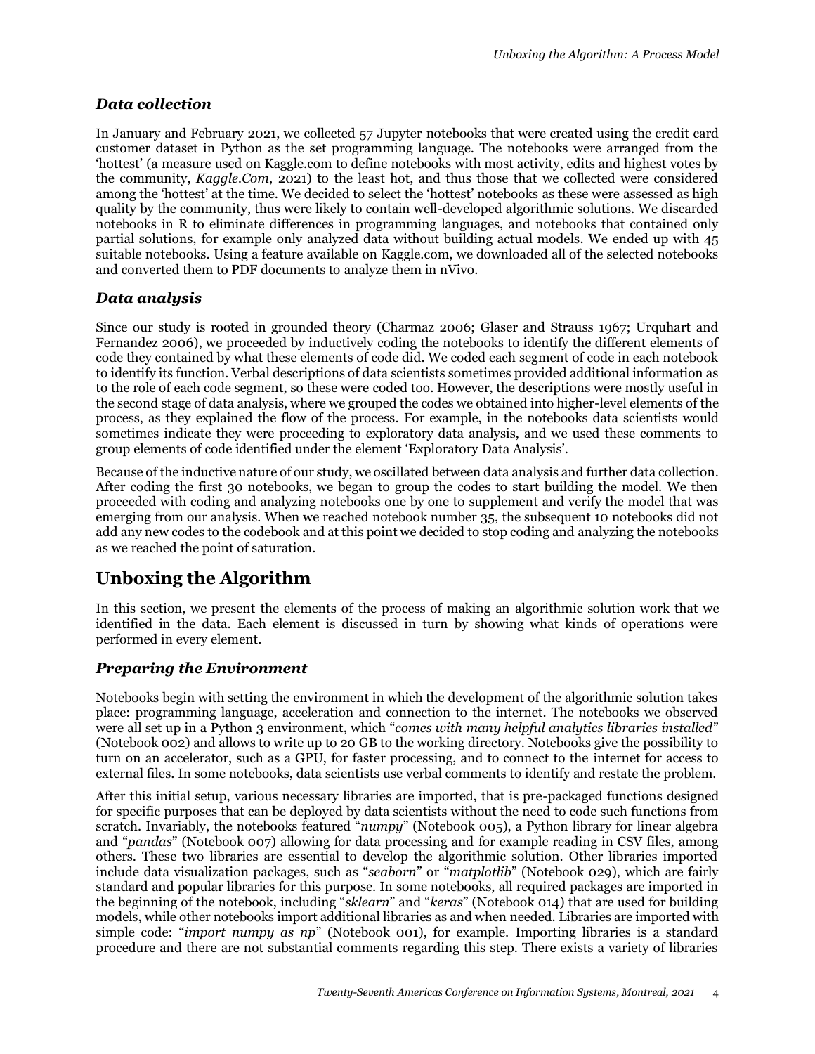### *Data collection*

In January and February 2021, we collected 57 Jupyter notebooks that were created using the credit card customer dataset in Python as the set programming language. The notebooks were arranged from the 'hottest' (a measure used on Kaggle.com to define notebooks with most activity, edits and highest votes by the community, *Kaggle.Com*, 2021) to the least hot, and thus those that we collected were considered among the 'hottest' at the time. We decided to select the 'hottest' notebooks as these were assessed as high quality by the community, thus were likely to contain well-developed algorithmic solutions. We discarded notebooks in R to eliminate differences in programming languages, and notebooks that contained only partial solutions, for example only analyzed data without building actual models. We ended up with 45 suitable notebooks. Using a feature available on Kaggle.com, we downloaded all of the selected notebooks and converted them to PDF documents to analyze them in nVivo.

### *Data analysis*

Since our study is rooted in grounded theory (Charmaz 2006; Glaser and Strauss 1967; Urquhart and Fernandez 2006), we proceeded by inductively coding the notebooks to identify the different elements of code they contained by what these elements of code did. We coded each segment of code in each notebook to identify its function. Verbal descriptions of data scientists sometimes provided additional information as to the role of each code segment, so these were coded too. However, the descriptions were mostly useful in the second stage of data analysis, where we grouped the codes we obtained into higher-level elements of the process, as they explained the flow of the process. For example, in the notebooks data scientists would sometimes indicate they were proceeding to exploratory data analysis, and we used these comments to group elements of code identified under the element 'Exploratory Data Analysis'.

Because of the inductive nature of our study, we oscillated between data analysis and further data collection. After coding the first 30 notebooks, we began to group the codes to start building the model. We then proceeded with coding and analyzing notebooks one by one to supplement and verify the model that was emerging from our analysis. When we reached notebook number 35, the subsequent 10 notebooks did not add any new codes to the codebook and at this point we decided to stop coding and analyzing the notebooks as we reached the point of saturation.

## Unboxing the Algorithm

In this section, we present the elements of the process of making an algorithmic solution work that we identified in the data. Each element is discussed in turn by showing what kinds of operations were performed in every element.

### *Preparing the Environment*

Notebooks begin with setting the environment in which the development of the algorithmic solution takes place: programming language, acceleration and connection to the internet. The notebooks we observed were all set up in a Python 3 environment, which "*comes with many helpful analytics libraries installed*" (Notebook 002) and allows to write up to 20 GB to the working directory. Notebooks give the possibility to turn on an accelerator, such as a GPU, for faster processing, and to connect to the internet for access to external files. In some notebooks, data scientists use verbal comments to identify and restate the problem.

After this initial setup, various necessary libraries are imported, that is pre-packaged functions designed for specific purposes that can be deployed by data scientists without the need to code such functions from scratch. Invariably, the notebooks featured "*numpy*" (Notebook 005), a Python library for linear algebra and "*pandas*" (Notebook 007) allowing for data processing and for example reading in CSV files, among others. These two libraries are essential to develop the algorithmic solution. Other libraries imported include data visualization packages, such as "*seaborn*" or "*matplotlib*" (Notebook 029), which are fairly standard and popular libraries for this purpose. In some notebooks, all required packages are imported in the beginning of the notebook, including "*sklearn*" and "*keras*" (Notebook 014) that are used for building models, while other notebooks import additional libraries as and when needed. Libraries are imported with simple code: "*import numpy as np*" (Notebook 001), for example. Importing libraries is a standard procedure and there are not substantial comments regarding this step. There exists a variety of libraries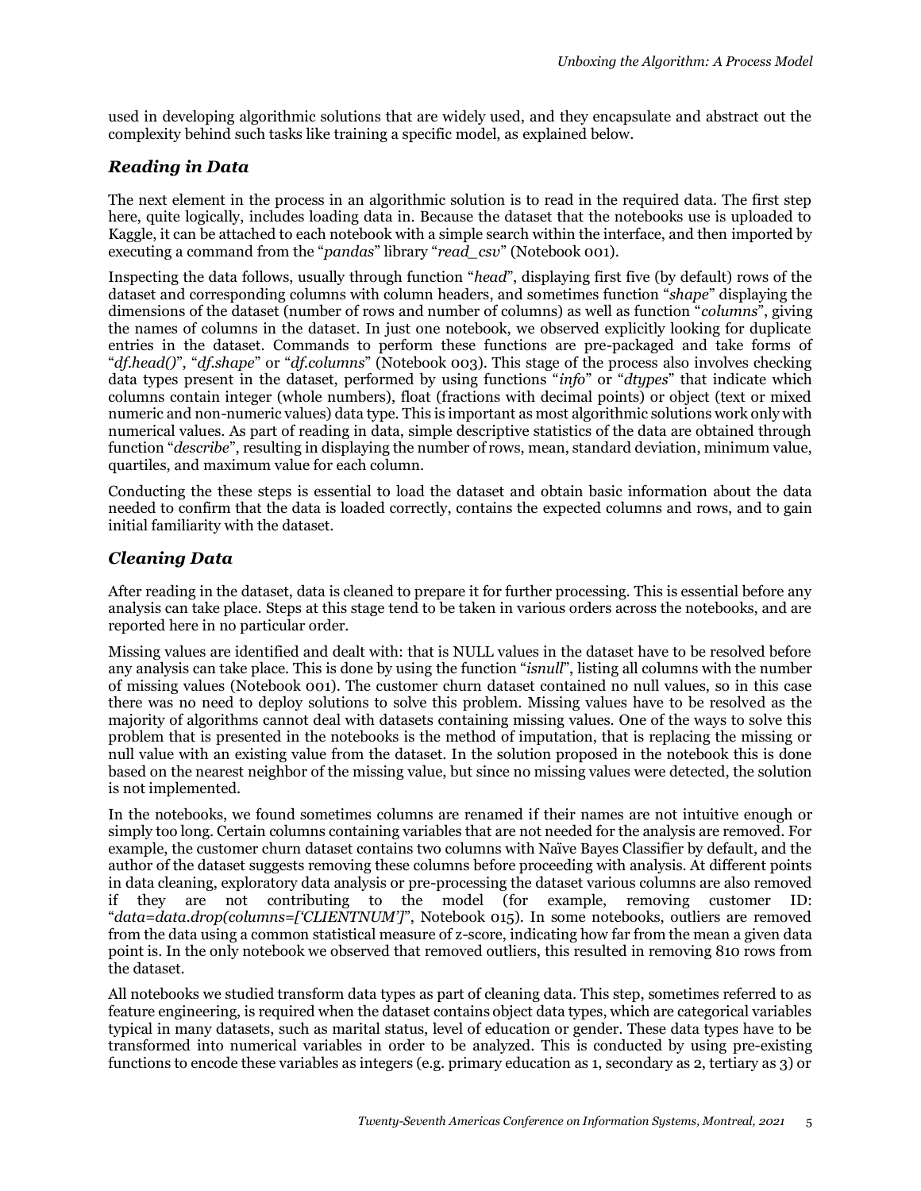used in developing algorithmic solutions that are widely used, and they encapsulate and abstract out the complexity behind such tasks like training a specific model, as explained below.

## *Reading in Data*

The next element in the process in an algorithmic solution is to read in the required data. The first step here, quite logically, includes loading data in. Because the dataset that the notebooks use is uploaded to Kaggle, it can be attached to each notebook with a simple search within the interface, and then imported by executing a command from the "*pandas*" library "*read_csv*" (Notebook 001).

Inspecting the data follows, usually through function "*head*", displaying first five (by default) rows of the dataset and corresponding columns with column headers, and sometimes function "*shape*" displaying the dimensions of the dataset (number of rows and number of columns) as well as function "*columns*", giving the names of columns in the dataset. In just one notebook, we observed explicitly looking for duplicate entries in the dataset. Commands to perform these functions are pre-packaged and take forms of "*df.head()*", "*df.shape*" or "*df.columns*" (Notebook 003). This stage of the process also involves checking data types present in the dataset, performed by using functions "*info*" or "*dtypes*" that indicate which columns contain integer (whole numbers), float (fractions with decimal points) or object (text or mixed numeric and non-numeric values) data type. This is important as most algorithmic solutions work only with numerical values. As part of reading in data, simple descriptive statistics of the data are obtained through function "*describe*", resulting in displaying the number of rows, mean, standard deviation, minimum value, quartiles, and maximum value for each column.

Conducting the these steps is essential to load the dataset and obtain basic information about the data needed to confirm that the data is loaded correctly, contains the expected columns and rows, and to gain initial familiarity with the dataset.

## *Cleaning Data*

After reading in the dataset, data is cleaned to prepare it for further processing. This is essential before any analysis can take place. Steps at this stage tend to be taken in various orders across the notebooks, and are reported here in no particular order.

Missing values are identified and dealt with: that is NULL values in the dataset have to be resolved before any analysis can take place. This is done by using the function "*isnull*", listing all columns with the number of missing values (Notebook 001). The customer churn dataset contained no null values, so in this case there was no need to deploy solutions to solve this problem. Missing values have to be resolved as the majority of algorithms cannot deal with datasets containing missing values. One of the ways to solve this problem that is presented in the notebooks is the method of imputation, that is replacing the missing or null value with an existing value from the dataset. In the solution proposed in the notebook this is done based on the nearest neighbor of the missing value, but since no missing values were detected, the solution is not implemented.

In the notebooks, we found sometimes columns are renamed if their names are not intuitive enough or simply too long. Certain columns containing variables that are not needed for the analysis are removed. For example, the customer churn dataset contains two columns with Naïve Bayes Classifier by default, and the author of the dataset suggests removing these columns before proceeding with analysis. At different points in data cleaning, exploratory data analysis or pre-processing the dataset various columns are also removed if they are not contributing to the model (for example, removing customer ID: "*data=data.drop(columns=['CLIENTNUM']*", Notebook 015). In some notebooks, outliers are removed from the data using a common statistical measure of z-score, indicating how far from the mean a given data point is. In the only notebook we observed that removed outliers, this resulted in removing 810 rows from the dataset.

All notebooks we studied transform data types as part of cleaning data. This step, sometimes referred to as feature engineering, is required when the dataset contains object data types, which are categorical variables typical in many datasets, such as marital status, level of education or gender. These data types have to be transformed into numerical variables in order to be analyzed. This is conducted by using pre-existing functions to encode these variables as integers (e.g. primary education as 1, secondary as 2, tertiary as 3) or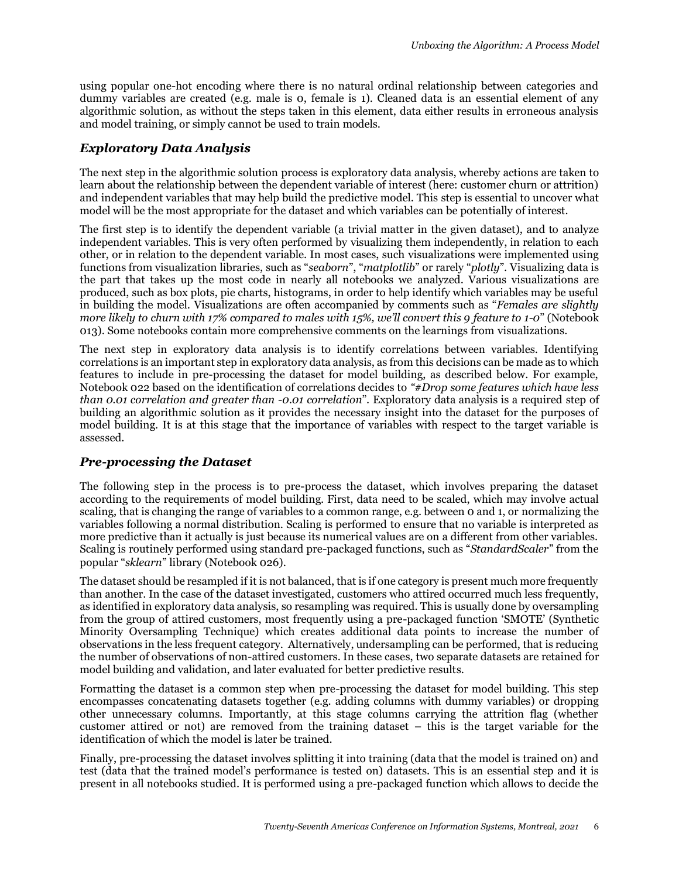using popular one-hot encoding where there is no natural ordinal relationship between categories and dummy variables are created (e.g. male is 0, female is 1). Cleaned data is an essential element of any algorithmic solution, as without the steps taken in this element, data either results in erroneous analysis and model training, or simply cannot be used to train models.

## *Exploratory Data Analysis*

The next step in the algorithmic solution process is exploratory data analysis, whereby actions are taken to learn about the relationship between the dependent variable of interest (here: customer churn or attrition) and independent variables that may help build the predictive model. This step is essential to uncover what model will be the most appropriate for the dataset and which variables can be potentially of interest.

The first step is to identify the dependent variable (a trivial matter in the given dataset), and to analyze independent variables. This is very often performed by visualizing them independently, in relation to each other, or in relation to the dependent variable. In most cases, such visualizations were implemented using functions from visualization libraries, such as "*seaborn*", "*matplotlib*" or rarely "*plotly*". Visualizing data is the part that takes up the most code in nearly all notebooks we analyzed. Various visualizations are produced, such as box plots, pie charts, histograms, in order to help identify which variables may be useful in building the model. Visualizations are often accompanied by comments such as "*Females are slightly more likely to churn with 17% compared to males with 15%, we'll convert this 9 feature to 1-0*" (Notebook 013). Some notebooks contain more comprehensive comments on the learnings from visualizations.

The next step in exploratory data analysis is to identify correlations between variables. Identifying correlations is an important step in exploratory data analysis, as from this decisions can be made as to which features to include in pre-processing the dataset for model building, as described below. For example, Notebook 022 based on the identification of correlations decides to *"#Drop some features which have less than 0.01 correlation and greater than -0.01 correlation*". Exploratory data analysis is a required step of building an algorithmic solution as it provides the necessary insight into the dataset for the purposes of model building. It is at this stage that the importance of variables with respect to the target variable is assessed.

## *Pre-processing the Dataset*

The following step in the process is to pre-process the dataset, which involves preparing the dataset according to the requirements of model building. First, data need to be scaled, which may involve actual scaling, that is changing the range of variables to a common range, e.g. between 0 and 1, or normalizing the variables following a normal distribution. Scaling is performed to ensure that no variable is interpreted as more predictive than it actually is just because its numerical values are on a different from other variables. Scaling is routinely performed using standard pre-packaged functions, such as "*StandardScaler*" from the popular "*sklearn*" library (Notebook 026).

The dataset should be resampled if it is not balanced, that is if one category is present much more frequently than another. In the case of the dataset investigated, customers who attired occurred much less frequently, as identified in exploratory data analysis, so resampling was required. This is usually done by oversampling from the group of attired customers, most frequently using a pre-packaged function 'SMOTE' (Synthetic Minority Oversampling Technique) which creates additional data points to increase the number of observations in the less frequent category. Alternatively, undersampling can be performed, that is reducing the number of observations of non-attired customers. In these cases, two separate datasets are retained for model building and validation, and later evaluated for better predictive results.

Formatting the dataset is a common step when pre-processing the dataset for model building. This step encompasses concatenating datasets together (e.g. adding columns with dummy variables) or dropping other unnecessary columns. Importantly, at this stage columns carrying the attrition flag (whether customer attired or not) are removed from the training dataset – this is the target variable for the identification of which the model is later be trained.

Finally, pre-processing the dataset involves splitting it into training (data that the model is trained on) and test (data that the trained model's performance is tested on) datasets. This is an essential step and it is present in all notebooks studied. It is performed using a pre-packaged function which allows to decide the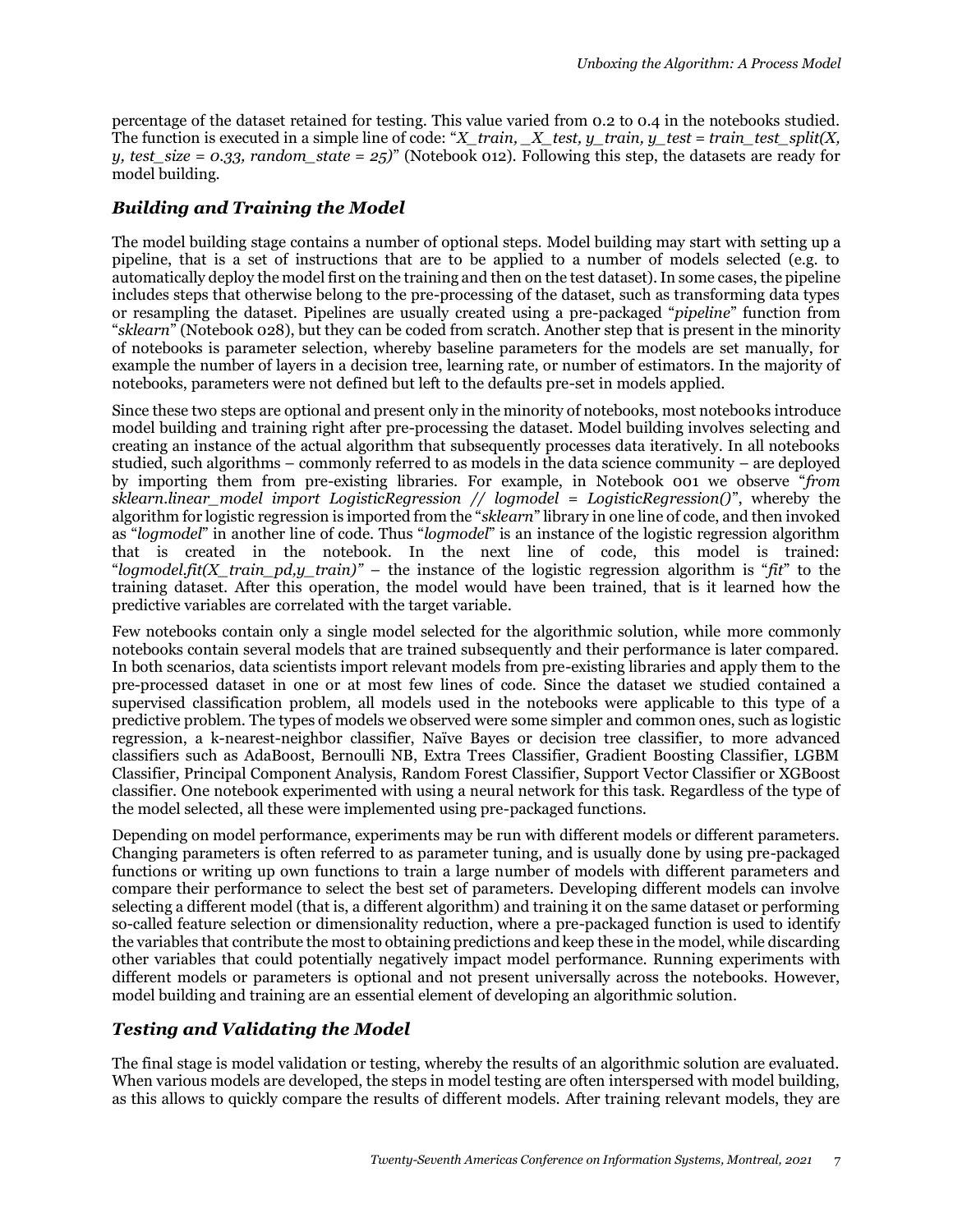percentage of the dataset retained for testing. This value varied from 0.2 to 0.4 in the notebooks studied. The function is executed in a simple line of code: "*X_train, _X_test, y_train, y_test = train_test_split(X, y, test_size = 0.33, random_state = 25)*" (Notebook 012). Following this step, the datasets are ready for model building.

## *Building and Training the Model*

The model building stage contains a number of optional steps. Model building may start with setting up a pipeline, that is a set of instructions that are to be applied to a number of models selected (e.g. to automatically deploy the model first on the training and then on the test dataset). In some cases, the pipeline includes steps that otherwise belong to the pre-processing of the dataset, such as transforming data types or resampling the dataset. Pipelines are usually created using a pre-packaged "*pipeline*" function from "*sklearn*" (Notebook 028), but they can be coded from scratch. Another step that is present in the minority of notebooks is parameter selection, whereby baseline parameters for the models are set manually, for example the number of layers in a decision tree, learning rate, or number of estimators. In the majority of notebooks, parameters were not defined but left to the defaults pre-set in models applied.

Since these two steps are optional and present only in the minority of notebooks, most notebooks introduce model building and training right after pre-processing the dataset. Model building involves selecting and creating an instance of the actual algorithm that subsequently processes data iteratively. In all notebooks studied, such algorithms – commonly referred to as models in the data science community – are deployed by importing them from pre-existing libraries. For example, in Notebook 001 we observe "*from sklearn.linear_model import LogisticRegression // logmodel = LogisticRegression()*", whereby the algorithm for logistic regression is imported from the "*sklearn*" library in one line of code, and then invoked as "*logmodel*" in another line of code. Thus "*logmodel*" is an instance of the logistic regression algorithm that is created in the notebook. In the next line of code, this model is trained: "*logmodel.fit(X_train_pd,y_train)*" – the instance of the logistic regression algorithm is "*fit*" to the training dataset. After this operation, the model would have been trained, that is it learned how the predictive variables are correlated with the target variable.

Few notebooks contain only a single model selected for the algorithmic solution, while more commonly notebooks contain several models that are trained subsequently and their performance is later compared. In both scenarios, data scientists import relevant models from pre-existing libraries and apply them to the pre-processed dataset in one or at most few lines of code. Since the dataset we studied contained a supervised classification problem, all models used in the notebooks were applicable to this type of a predictive problem. The types of models we observed were some simpler and common ones, such as logistic regression, a k-nearest-neighbor classifier, Naïve Bayes or decision tree classifier, to more advanced classifiers such as AdaBoost, Bernoulli NB, Extra Trees Classifier, Gradient Boosting Classifier, LGBM Classifier, Principal Component Analysis, Random Forest Classifier, Support Vector Classifier or XGBoost classifier. One notebook experimented with using a neural network for this task. Regardless of the type of the model selected, all these were implemented using pre-packaged functions.

Depending on model performance, experiments may be run with different models or different parameters. Changing parameters is often referred to as parameter tuning, and is usually done by using pre-packaged functions or writing up own functions to train a large number of models with different parameters and compare their performance to select the best set of parameters. Developing different models can involve selecting a different model (that is, a different algorithm) and training it on the same dataset or performing so-called feature selection or dimensionality reduction, where a pre-packaged function is used to identify the variables that contribute the most to obtaining predictions and keep these in the model, while discarding other variables that could potentially negatively impact model performance. Running experiments with different models or parameters is optional and not present universally across the notebooks. However, model building and training are an essential element of developing an algorithmic solution.

## *Testing and Validating the Model*

The final stage is model validation or testing, whereby the results of an algorithmic solution are evaluated. When various models are developed, the steps in model testing are often interspersed with model building, as this allows to quickly compare the results of different models. After training relevant models, they are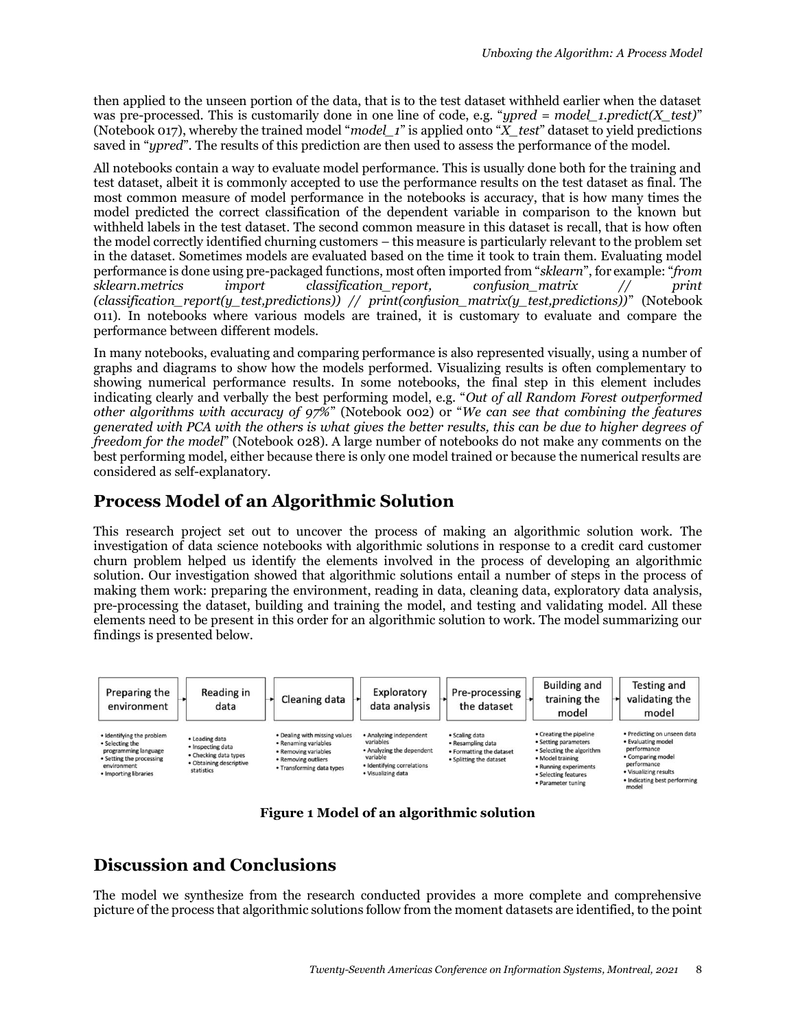then applied to the unseen portion of the data, that is to the test dataset withheld earlier when the dataset was pre-processed. This is customarily done in one line of code, e.g. "*ypred = model_1.predict(X_test)*" (Notebook 017), whereby the trained model "*model_1*" is applied onto "*X_test*" dataset to yield predictions saved in "*ypred*". The results of this prediction are then used to assess the performance of the model.

All notebooks contain a way to evaluate model performance. This is usually done both for the training and test dataset, albeit it is commonly accepted to use the performance results on the test dataset as final. The most common measure of model performance in the notebooks is accuracy, that is how many times the model predicted the correct classification of the dependent variable in comparison to the known but withheld labels in the test dataset. The second common measure in this dataset is recall, that is how often the model correctly identified churning customers – this measure is particularly relevant to the problem set in the dataset. Sometimes models are evaluated based on the time it took to train them. Evaluating model performance is done using pre-packaged functions, most often imported from "*sklearn*", for example: "*from sklearn.metrics import classification_report, confusion_matrix // print (classification_report(y_test,predictions)) // print(confusion_matrix(y_test,predictions))*" (Notebook 011). In notebooks where various models are trained, it is customary to evaluate and compare the performance between different models.

In many notebooks, evaluating and comparing performance is also represented visually, using a number of graphs and diagrams to show how the models performed. Visualizing results is often complementary to showing numerical performance results. In some notebooks, the final step in this element includes indicating clearly and verbally the best performing model, e.g. "*Out of all Random Forest outperformed other algorithms with accuracy of 97%*" (Notebook 002) or "*We can see that combining the features generated with PCA with the others is what gives the better results, this can be due to higher degrees of freedom for the model*" (Notebook 028). A large number of notebooks do not make any comments on the best performing model, either because there is only one model trained or because the numerical results are considered as self-explanatory.

## Process Model of an Algorithmic Solution

This research project set out to uncover the process of making an algorithmic solution work. The investigation of data science notebooks with algorithmic solutions in response to a credit card customer churn problem helped us identify the elements involved in the process of developing an algorithmic solution. Our investigation showed that algorithmic solutions entail a number of steps in the process of making them work: preparing the environment, reading in data, cleaning data, exploratory data analysis, pre-processing the dataset, building and training the model, and testing and validating model. All these elements need to be present in this order for an algorithmic solution to work. The model summarizing our findings is presented below.

Preparing the environment → Reading in data → Cleaning data → Exploratory data analysis → Pre-processing the dataset → Building and training the model → Testing and validating the model

Preparing the environment:
- Identifying the problem
- Selecting the programming language
- Setting the processing environment
- Importing libraries

Reading in data:
- Loading data
- Inspecting data
- Checking data types
- Obtaining descriptive statistics

Cleaning data:
- Dealing with missing values
- Renaming variables
- Removing variables
- Removing outliers
- Transforming data types

Exploratory data analysis:
- Analyzing independent variables
- Analyzing the dependent variable
- Identifying correlations
- Visualizing data

Pre-processing the dataset:
- Scaling data
- Resampling data
- Formatting the dataset
- Splitting the dataset

Building and training the model:
- Creating the pipeline
- Setting parameters
- Selecting the algorithm
- Model training
- Running experiments
- Selecting features
- Parameter tuning

Testing and validating the model:
- Predicting on unseen data
- Evaluating model performance
- Comparing model performance
- Visualizing results
- Indicating best performing model

**Figure 1 Model of an algorithmic solution**

## Discussion and Conclusions

The model we synthesize from the research conducted provides a more complete and comprehensive picture of the process that algorithmic solutions follow from the moment datasets are identified, to the point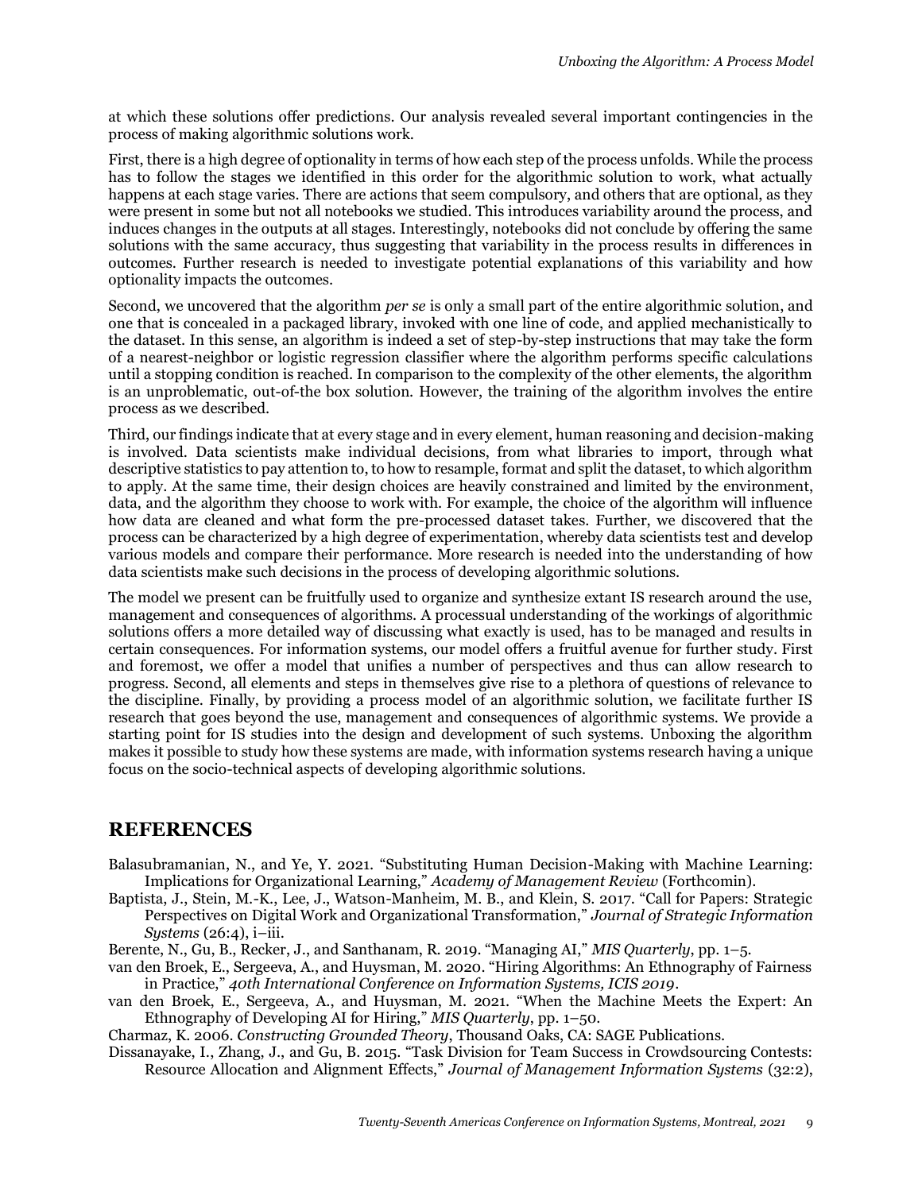at which these solutions offer predictions. Our analysis revealed several important contingencies in the process of making algorithmic solutions work.

First, there is a high degree of optionality in terms of how each step of the process unfolds. While the process has to follow the stages we identified in this order for the algorithmic solution to work, what actually happens at each stage varies. There are actions that seem compulsory, and others that are optional, as they were present in some but not all notebooks we studied. This introduces variability around the process, and induces changes in the outputs at all stages. Interestingly, notebooks did not conclude by offering the same solutions with the same accuracy, thus suggesting that variability in the process results in differences in outcomes. Further research is needed to investigate potential explanations of this variability and how optionality impacts the outcomes.

Second, we uncovered that the algorithm *per se* is only a small part of the entire algorithmic solution, and one that is concealed in a packaged library, invoked with one line of code, and applied mechanistically to the dataset. In this sense, an algorithm is indeed a set of step-by-step instructions that may take the form of a nearest-neighbor or logistic regression classifier where the algorithm performs specific calculations until a stopping condition is reached. In comparison to the complexity of the other elements, the algorithm is an unproblematic, out-of-the box solution. However, the training of the algorithm involves the entire process as we described.

Third, our findings indicate that at every stage and in every element, human reasoning and decision-making is involved. Data scientists make individual decisions, from what libraries to import, through what descriptive statistics to pay attention to, to how to resample, format and split the dataset, to which algorithm to apply. At the same time, their design choices are heavily constrained and limited by the environment, data, and the algorithm they choose to work with. For example, the choice of the algorithm will influence how data are cleaned and what form the pre-processed dataset takes. Further, we discovered that the process can be characterized by a high degree of experimentation, whereby data scientists test and develop various models and compare their performance. More research is needed into the understanding of how data scientists make such decisions in the process of developing algorithmic solutions.

The model we present can be fruitfully used to organize and synthesize extant IS research around the use, management and consequences of algorithms. A processual understanding of the workings of algorithmic solutions offers a more detailed way of discussing what exactly is used, has to be managed and results in certain consequences. For information systems, our model offers a fruitful avenue for further study. First and foremost, we offer a model that unifies a number of perspectives and thus can allow research to progress. Second, all elements and steps in themselves give rise to a plethora of questions of relevance to the discipline. Finally, by providing a process model of an algorithmic solution, we facilitate further IS research that goes beyond the use, management and consequences of algorithmic systems. We provide a starting point for IS studies into the design and development of such systems. Unboxing the algorithm makes it possible to study how these systems are made, with information systems research having a unique focus on the socio-technical aspects of developing algorithmic solutions.

## REFERENCES

Balasubramanian, N., and Ye, Y. 2021. "Substituting Human Decision-Making with Machine Learning: Implications for Organizational Learning," *Academy of Management Review* (Forthcomin).

Baptista, J., Stein, M.-K., Lee, J., Watson-Manheim, M. B., and Klein, S. 2017. "Call for Papers: Strategic Perspectives on Digital Work and Organizational Transformation," *Journal of Strategic Information Systems* (26:4), i–iii.

Berente, N., Gu, B., Recker, J., and Santhanam, R. 2019. "Managing AI," *MIS Quarterly*, pp. 1–5.

van den Broek, E., Sergeeva, A., and Huysman, M. 2020. "Hiring Algorithms: An Ethnography of Fairness in Practice," *40th International Conference on Information Systems, ICIS 2019*.

van den Broek, E., Sergeeva, A., and Huysman, M. 2021. "When the Machine Meets the Expert: An Ethnography of Developing AI for Hiring," *MIS Quarterly*, pp. 1–50.

Charmaz, K. 2006. *Constructing Grounded Theory*, Thousand Oaks, CA: SAGE Publications.

Dissanayake, I., Zhang, J., and Gu, B. 2015. "Task Division for Team Success in Crowdsourcing Contests: Resource Allocation and Alignment Effects," *Journal of Management Information Systems* (32:2),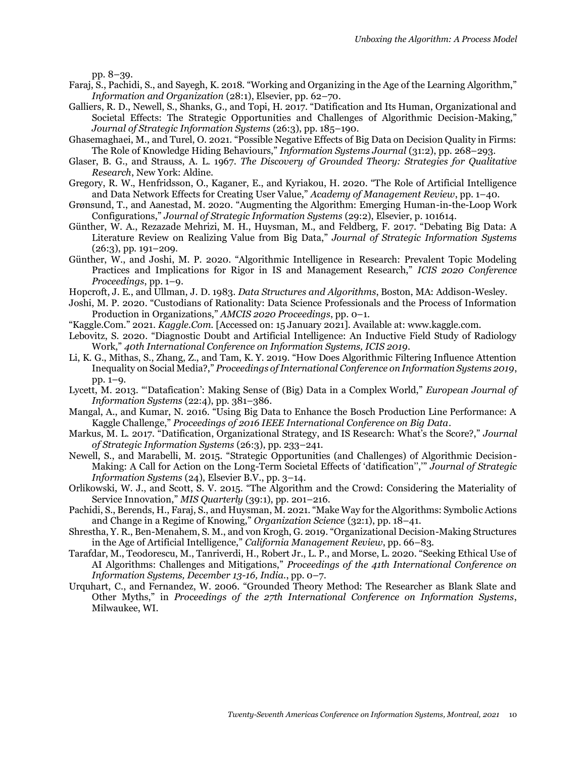pp. 8–39.

Faraj, S., Pachidi, S., and Sayegh, K. 2018. "Working and Organizing in the Age of the Learning Algorithm," *Information and Organization* (28:1), Elsevier, pp. 62–70.

Galliers, R. D., Newell, S., Shanks, G., and Topi, H. 2017. "Datification and Its Human, Organizational and Societal Effects: The Strategic Opportunities and Challenges of Algorithmic Decision-Making," *Journal of Strategic Information Systems* (26:3), pp. 185–190.

Ghasemaghaei, M., and Turel, O. 2021. "Possible Negative Effects of Big Data on Decision Quality in Firms: The Role of Knowledge Hiding Behaviours," *Information Systems Journal* (31:2), pp. 268–293.

Glaser, B. G., and Strauss, A. L. 1967. *The Discovery of Grounded Theory: Strategies for Qualitative Research*, New York: Aldine.

Gregory, R. W., Henfridsson, O., Kaganer, E., and Kyriakou, H. 2020. "The Role of Artificial Intelligence and Data Network Effects for Creating User Value," *Academy of Management Review*, pp. 1–40.

Grønsund, T., and Aanestad, M. 2020. "Augmenting the Algorithm: Emerging Human-in-the-Loop Work Configurations," *Journal of Strategic Information Systems* (29:2), Elsevier, p. 101614.

Günther, W. A., Rezazade Mehrizi, M. H., Huysman, M., and Feldberg, F. 2017. "Debating Big Data: A Literature Review on Realizing Value from Big Data," *Journal of Strategic Information Systems* (26:3), pp. 191–209.

Günther, W., and Joshi, M. P. 2020. "Algorithmic Intelligence in Research: Prevalent Topic Modeling Practices and Implications for Rigor in IS and Management Research," *ICIS 2020 Conference Proceedings*, pp. 1–9.

Hopcroft, J. E., and Ullman, J. D. 1983. *Data Structures and Algorithms*, Boston, MA: Addison-Wesley.

Joshi, M. P. 2020. "Custodians of Rationality: Data Science Professionals and the Process of Information Production in Organizations," *AMCIS 2020 Proceedings*, pp. 0–1.

"Kaggle.Com." 2021. *Kaggle.Com.* [Accessed on: 15 January 2021]. Available at: www.kaggle.com.

Lebovitz, S. 2020. "Diagnostic Doubt and Artificial Intelligence: An Inductive Field Study of Radiology Work," *40th International Conference on Information Systems, ICIS 2019*.

Li, K. G., Mithas, S., Zhang, Z., and Tam, K. Y. 2019. "How Does Algorithmic Filtering Influence Attention Inequality on Social Media?," *Proceedings of International Conference on Information Systems 2019*, pp. 1–9.

Lycett, M. 2013. "'Datafication': Making Sense of (Big) Data in a Complex World," *European Journal of Information Systems* (22:4), pp. 381–386.

Mangal, A., and Kumar, N. 2016. "Using Big Data to Enhance the Bosch Production Line Performance: A Kaggle Challenge," *Proceedings of 2016 IEEE International Conference on Big Data*.

Markus, M. L. 2017. "Datification, Organizational Strategy, and IS Research: What's the Score?," *Journal of Strategic Information Systems* (26:3), pp. 233–241.

Newell, S., and Marabelli, M. 2015. "Strategic Opportunities (and Challenges) of Algorithmic Decision-Making: A Call for Action on the Long-Term Societal Effects of 'datification'," *Journal of Strategic Information Systems* (24), Elsevier B.V., pp. 3–14.

Orlikowski, W. J., and Scott, S. V. 2015. "The Algorithm and the Crowd: Considering the Materiality of Service Innovation," *MIS Quarterly* (39:1), pp. 201–216.

Pachidi, S., Berends, H., Faraj, S., and Huysman, M. 2021. "Make Way for the Algorithms: Symbolic Actions and Change in a Regime of Knowing," *Organization Science* (32:1), pp. 18–41.

Shrestha, Y. R., Ben-Menahem, S. M., and von Krogh, G. 2019. "Organizational Decision-Making Structures in the Age of Artificial Intelligence," *California Management Review*, pp. 66–83.

Tarafdar, M., Teodorescu, M., Tanriverdi, H., Robert Jr., L. P., and Morse, L. 2020. "Seeking Ethical Use of AI Algorithms: Challenges and Mitigations," *Proceedings of the 41th International Conference on Information Systems, December 13-16, India.*, pp. 0–7.

Urquhart, C., and Fernandez, W. 2006. "Grounded Theory Method: The Researcher as Blank Slate and Other Myths," in *Proceedings of the 27th International Conference on Information Systems*, Milwaukee, WI.